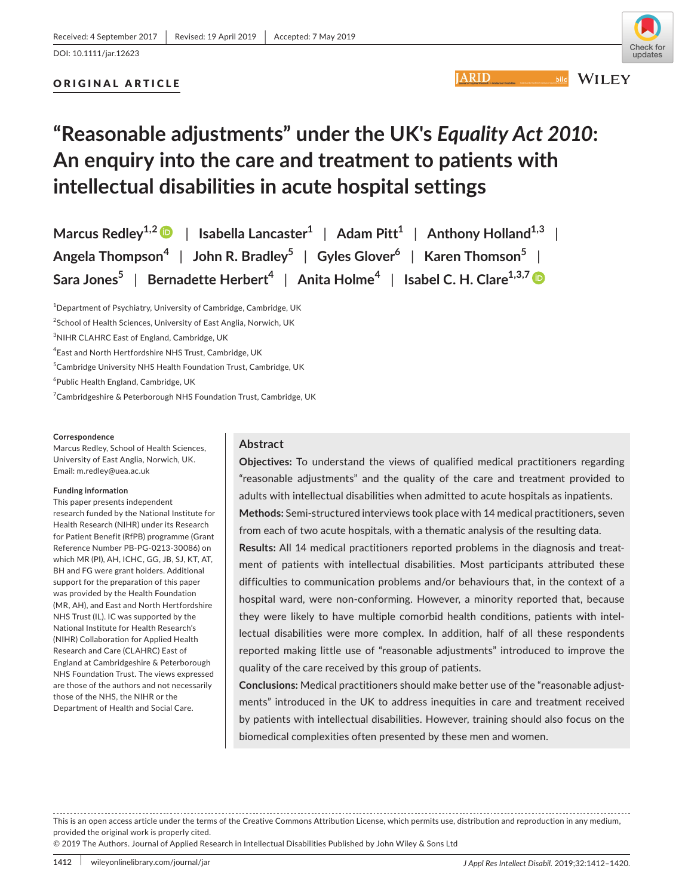Received: 4 September 2017 | Revised: 19 April 2019 | Accepted: 7 May 2019

DOI: 10.1111/jar.12623

ORIGINAL ARTICLE

# "Reasonable adjustments" under the UK's *Equality Act 2010*: An enquiry into the care and treatment to patients with intellectual disabilities in acute hospital settings

Marcus Redley[1,2] | Isabella Lancaster[1] | Adam Pitt[1] | Anthony Holland[1,3] | Angela Thompson[4] | John R. Bradley[5] | Gyles Glover[6] | Karen Thomson[5] | Sara Jones[5] | Bernadette Herbert[4] | Anita Holme[4] | Isabel C. H. Clare[1,3,7]

[1]Department of Psychiatry, University of Cambridge, Cambridge, UK

[2]School of Health Sciences, University of East Anglia, Norwich, UK

[3]NIHR CLAHRC East of England, Cambridge, UK

[4]East and North Hertfordshire NHS Trust, Cambridge, UK

[5]Cambridge University NHS Health Foundation Trust, Cambridge, UK

[6]Public Health England, Cambridge, UK

[7]Cambridgeshire & Peterborough NHS Foundation Trust, Cambridge, UK

**Correspondence**
Marcus Redley, School of Health Sciences, University of East Anglia, Norwich, UK.
Email: m.redley@uea.ac.uk

**Funding information**
This paper presents independent research funded by the National Institute for Health Research (NIHR) under its Research for Patient Benefit (RfPB) programme (Grant Reference Number PB-PG-0213-30086) on which MR (PI), AH, ICHC, GG, JB, SJ, KT, AT, BH and FG were grant holders. Additional support for the preparation of this paper was provided by the Health Foundation (MR, AH), and East and North Hertfordshire NHS Trust (IL). IC was supported by the National Institute for Health Research's (NIHR) Collaboration for Applied Health Research and Care (CLAHRC) East of England at Cambridgeshire & Peterborough NHS Foundation Trust. The views expressed are those of the authors and not necessarily those of the NHS, the NIHR or the Department of Health and Social Care.

## Abstract

**Objectives:** To understand the views of qualified medical practitioners regarding "reasonable adjustments" and the quality of the care and treatment provided to adults with intellectual disabilities when admitted to acute hospitals as inpatients.

**Methods:** Semi-structured interviews took place with 14 medical practitioners, seven from each of two acute hospitals, with a thematic analysis of the resulting data.

**Results:** All 14 medical practitioners reported problems in the diagnosis and treatment of patients with intellectual disabilities. Most participants attributed these difficulties to communication problems and/or behaviours that, in the context of a hospital ward, were non-conforming. However, a minority reported that, because they were likely to have multiple comorbid health conditions, patients with intellectual disabilities were more complex. In addition, half of all these respondents reported making little use of "reasonable adjustments" introduced to improve the quality of the care received by this group of patients.

**Conclusions:** Medical practitioners should make better use of the "reasonable adjustments" introduced in the UK to address inequities in care and treatment received by patients with intellectual disabilities. However, training should also focus on the biomedical complexities often presented by these men and women.

This is an open access article under the terms of the Creative Commons Attribution License, which permits use, distribution and reproduction in any medium, provided the original work is properly cited.
© 2019 The Authors. Journal of Applied Research in Intellectual Disabilities Published by John Wiley & Sons Ltd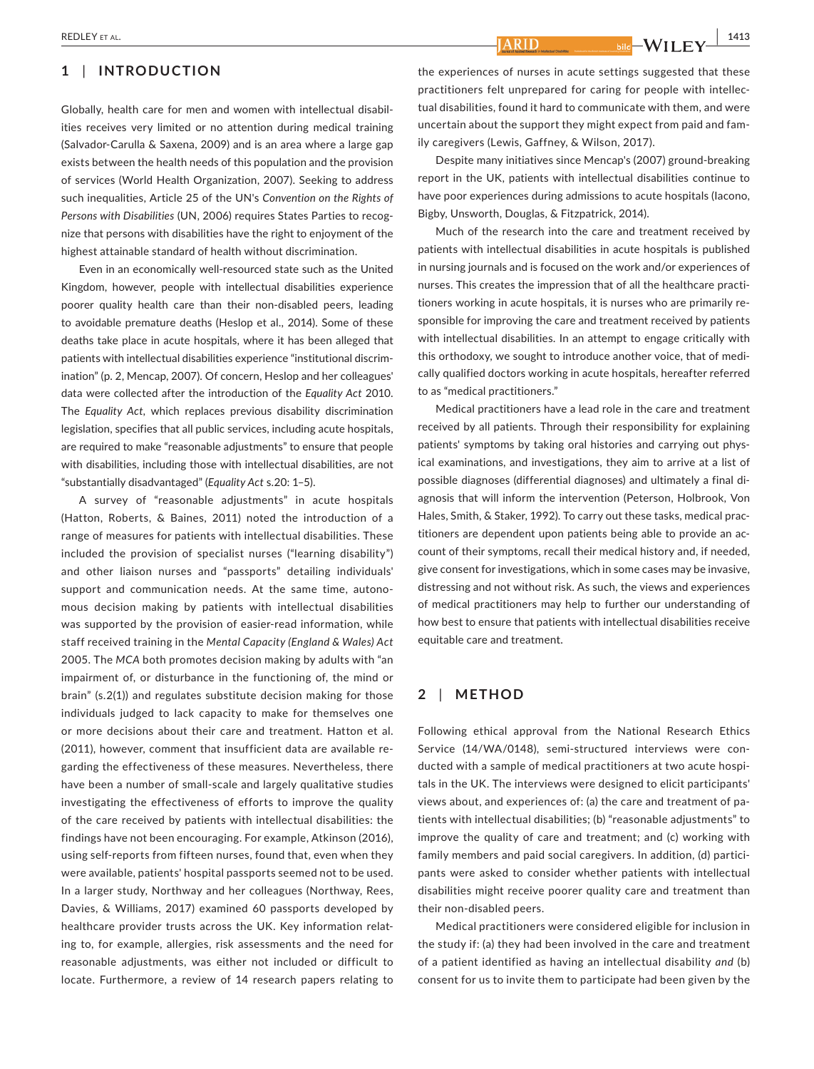## 1 | INTRODUCTION

Globally, health care for men and women with intellectual disabilities receives very limited or no attention during medical training (Salvador-Carulla & Saxena, 2009) and is an area where a large gap exists between the health needs of this population and the provision of services (World Health Organization, 2007). Seeking to address such inequalities, Article 25 of the UN's *Convention on the Rights of Persons with Disabilities* (UN, 2006) requires States Parties to recognize that persons with disabilities have the right to enjoyment of the highest attainable standard of health without discrimination.

Even in an economically well-resourced state such as the United Kingdom, however, people with intellectual disabilities experience poorer quality health care than their non-disabled peers, leading to avoidable premature deaths (Heslop et al., 2014). Some of these deaths take place in acute hospitals, where it has been alleged that patients with intellectual disabilities experience "institutional discrimination" (p. 2, Mencap, 2007). Of concern, Heslop and her colleagues' data were collected after the introduction of the *Equality Act* 2010. The *Equality Act*, which replaces previous disability discrimination legislation, specifies that all public services, including acute hospitals, are required to make "reasonable adjustments" to ensure that people with disabilities, including those with intellectual disabilities, are not "substantially disadvantaged" (*Equality Act* s.20: 1–5).

A survey of "reasonable adjustments" in acute hospitals (Hatton, Roberts, & Baines, 2011) noted the introduction of a range of measures for patients with intellectual disabilities. These included the provision of specialist nurses ("learning disability") and other liaison nurses and "passports" detailing individuals' support and communication needs. At the same time, autonomous decision making by patients with intellectual disabilities was supported by the provision of easier-read information, while staff received training in the *Mental Capacity (England & Wales) Act* 2005. The *MCA* both promotes decision making by adults with "an impairment of, or disturbance in the functioning of, the mind or brain" (s.2(1)) and regulates substitute decision making for those individuals judged to lack capacity to make for themselves one or more decisions about their care and treatment. Hatton et al. (2011), however, comment that insufficient data are available regarding the effectiveness of these measures. Nevertheless, there have been a number of small-scale and largely qualitative studies investigating the effectiveness of efforts to improve the quality of the care received by patients with intellectual disabilities: the findings have not been encouraging. For example, Atkinson (2016), using self-reports from fifteen nurses, found that, even when they were available, patients' hospital passports seemed not to be used. In a larger study, Northway and her colleagues (Northway, Rees, Davies, & Williams, 2017) examined 60 passports developed by healthcare provider trusts across the UK. Key information relating to, for example, allergies, risk assessments and the need for reasonable adjustments, was either not included or difficult to locate. Furthermore, a review of 14 research papers relating to the experiences of nurses in acute settings suggested that these practitioners felt unprepared for caring for people with intellectual disabilities, found it hard to communicate with them, and were uncertain about the support they might expect from paid and family caregivers (Lewis, Gaffney, & Wilson, 2017).

Despite many initiatives since Mencap's (2007) ground-breaking report in the UK, patients with intellectual disabilities continue to have poor experiences during admissions to acute hospitals (Iacono, Bigby, Unsworth, Douglas, & Fitzpatrick, 2014).

Much of the research into the care and treatment received by patients with intellectual disabilities in acute hospitals is published in nursing journals and is focused on the work and/or experiences of nurses. This creates the impression that of all the healthcare practitioners working in acute hospitals, it is nurses who are primarily responsible for improving the care and treatment received by patients with intellectual disabilities. In an attempt to engage critically with this orthodoxy, we sought to introduce another voice, that of medically qualified doctors working in acute hospitals, hereafter referred to as "medical practitioners."

Medical practitioners have a lead role in the care and treatment received by all patients. Through their responsibility for explaining patients' symptoms by taking oral histories and carrying out physical examinations, and investigations, they aim to arrive at a list of possible diagnoses (differential diagnoses) and ultimately a final diagnosis that will inform the intervention (Peterson, Holbrook, Von Hales, Smith, & Staker, 1992). To carry out these tasks, medical practitioners are dependent upon patients being able to provide an account of their symptoms, recall their medical history and, if needed, give consent for investigations, which in some cases may be invasive, distressing and not without risk. As such, the views and experiences of medical practitioners may help to further our understanding of how best to ensure that patients with intellectual disabilities receive equitable care and treatment.

## 2 | METHOD

Following ethical approval from the National Research Ethics Service (14/WA/0148), semi-structured interviews were conducted with a sample of medical practitioners at two acute hospitals in the UK. The interviews were designed to elicit participants' views about, and experiences of: (a) the care and treatment of patients with intellectual disabilities; (b) "reasonable adjustments" to improve the quality of care and treatment; and (c) working with family members and paid social caregivers. In addition, (d) participants were asked to consider whether patients with intellectual disabilities might receive poorer quality care and treatment than their non-disabled peers.

Medical practitioners were considered eligible for inclusion in the study if: (a) they had been involved in the care and treatment of a patient identified as having an intellectual disability *and* (b) consent for us to invite them to participate had been given by the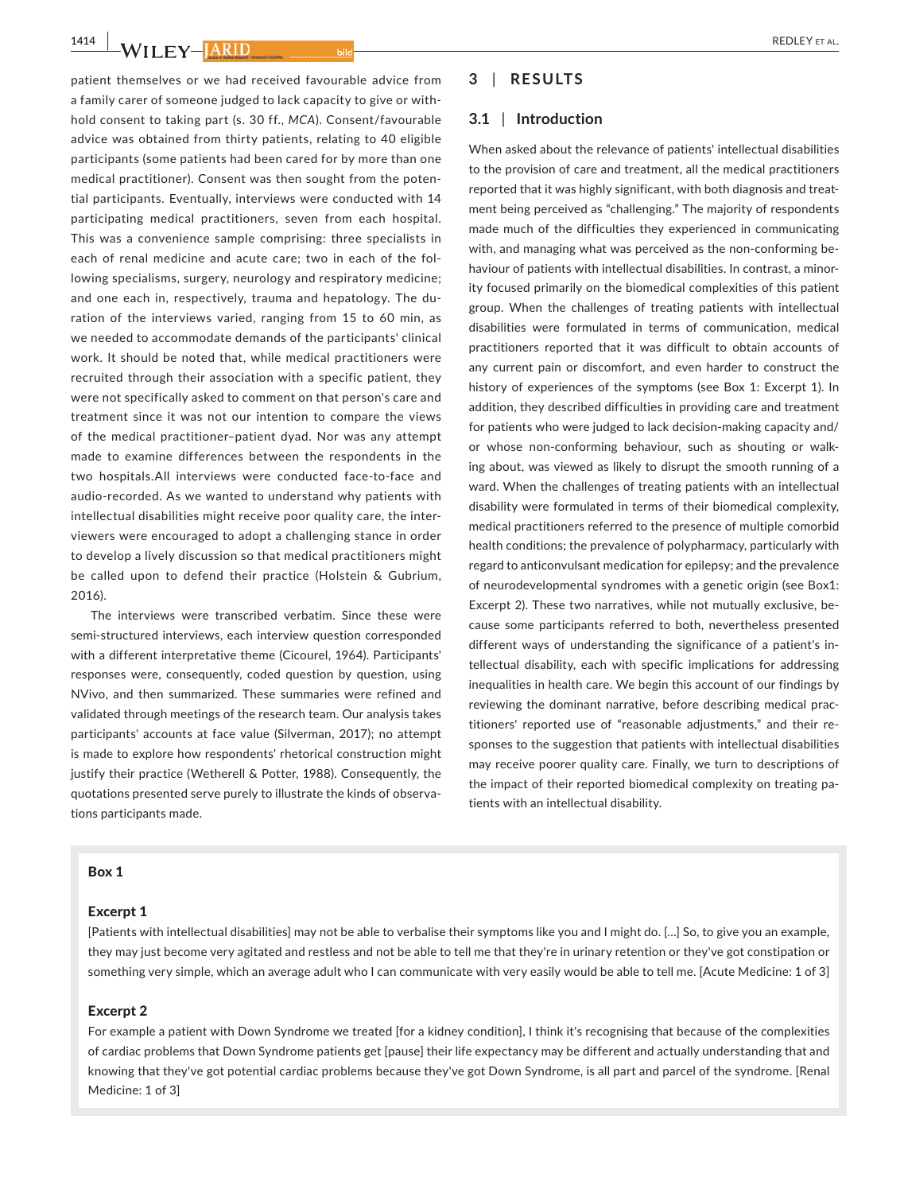patient themselves or we had received favourable advice from a family carer of someone judged to lack capacity to give or withhold consent to taking part (s. 30 ff., *MCA*). Consent/favourable advice was obtained from thirty patients, relating to 40 eligible participants (some patients had been cared for by more than one medical practitioner). Consent was then sought from the potential participants. Eventually, interviews were conducted with 14 participating medical practitioners, seven from each hospital. This was a convenience sample comprising: three specialists in each of renal medicine and acute care; two in each of the following specialisms, surgery, neurology and respiratory medicine; and one each in, respectively, trauma and hepatology. The duration of the interviews varied, ranging from 15 to 60 min, as we needed to accommodate demands of the participants' clinical work. It should be noted that, while medical practitioners were recruited through their association with a specific patient, they were not specifically asked to comment on that person's care and treatment since it was not our intention to compare the views of the medical practitioner–patient dyad. Nor was any attempt made to examine differences between the respondents in the two hospitals.All interviews were conducted face-to-face and audio-recorded. As we wanted to understand why patients with intellectual disabilities might receive poor quality care, the interviewers were encouraged to adopt a challenging stance in order to develop a lively discussion so that medical practitioners might be called upon to defend their practice (Holstein & Gubrium, 2016).

The interviews were transcribed verbatim. Since these were semi-structured interviews, each interview question corresponded with a different interpretative theme (Cicourel, 1964). Participants' responses were, consequently, coded question by question, using NVivo, and then summarized. These summaries were refined and validated through meetings of the research team. Our analysis takes participants' accounts at face value (Silverman, 2017); no attempt is made to explore how respondents' rhetorical construction might justify their practice (Wetherell & Potter, 1988). Consequently, the quotations presented serve purely to illustrate the kinds of observations participants made.

## 3 | RESULTS

### 3.1 | Introduction

When asked about the relevance of patients' intellectual disabilities to the provision of care and treatment, all the medical practitioners reported that it was highly significant, with both diagnosis and treatment being perceived as "challenging." The majority of respondents made much of the difficulties they experienced in communicating with, and managing what was perceived as the non-conforming behaviour of patients with intellectual disabilities. In contrast, a minority focused primarily on the biomedical complexities of this patient group. When the challenges of treating patients with intellectual disabilities were formulated in terms of communication, medical practitioners reported that it was difficult to obtain accounts of any current pain or discomfort, and even harder to construct the history of experiences of the symptoms (see Box 1: Excerpt 1). In addition, they described difficulties in providing care and treatment for patients who were judged to lack decision-making capacity and/or whose non-conforming behaviour, such as shouting or walking about, was viewed as likely to disrupt the smooth running of a ward. When the challenges of treating patients with an intellectual disability were formulated in terms of their biomedical complexity, medical practitioners referred to the presence of multiple comorbid health conditions; the prevalence of polypharmacy, particularly with regard to anticonvulsant medication for epilepsy; and the prevalence of neurodevelopmental syndromes with a genetic origin (see Box1: Excerpt 2). These two narratives, while not mutually exclusive, because some participants referred to both, nevertheless presented different ways of understanding the significance of a patient's intellectual disability, each with specific implications for addressing inequalities in health care. We begin this account of our findings by reviewing the dominant narrative, before describing medical practitioners' reported use of "reasonable adjustments," and their responses to the suggestion that patients with intellectual disabilities may receive poorer quality care. Finally, we turn to descriptions of the impact of their reported biomedical complexity on treating patients with an intellectual disability.

**Box 1**

**Excerpt 1**

[Patients with intellectual disabilities] may not be able to verbalise their symptoms like you and I might do. [...] So, to give you an example, they may just become very agitated and restless and not be able to tell me that they're in urinary retention or they've got constipation or something very simple, which an average adult who I can communicate with very easily would be able to tell me. [Acute Medicine: 1 of 3]

**Excerpt 2**

For example a patient with Down Syndrome we treated [for a kidney condition], I think it's recognising that because of the complexities of cardiac problems that Down Syndrome patients get [pause] their life expectancy may be different and actually understanding that and knowing that they've got potential cardiac problems because they've got Down Syndrome, is all part and parcel of the syndrome. [Renal Medicine: 1 of 3]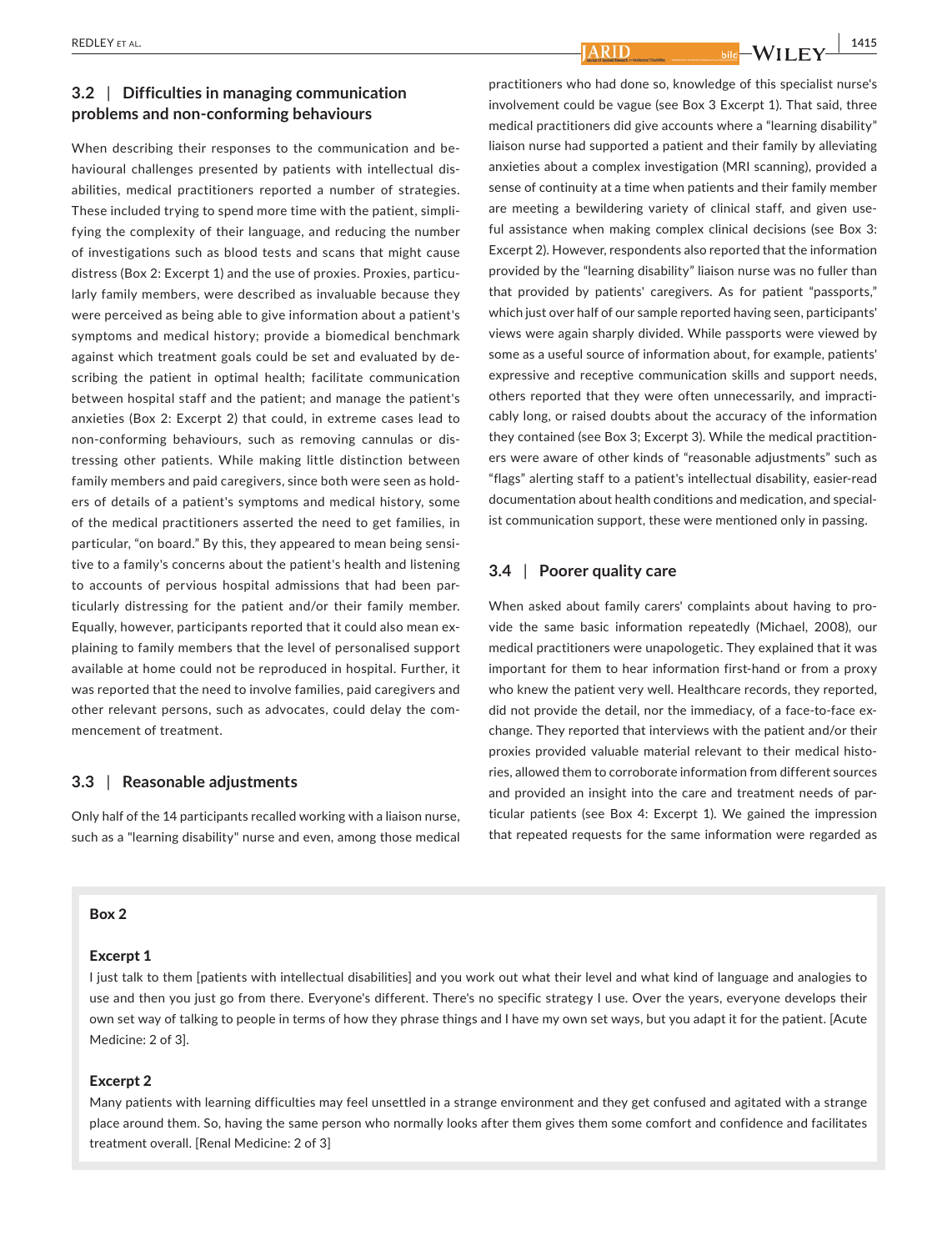## 3.2 | Difficulties in managing communication problems and non-conforming behaviours

When describing their responses to the communication and behavioural challenges presented by patients with intellectual disabilities, medical practitioners reported a number of strategies. These included trying to spend more time with the patient, simplifying the complexity of their language, and reducing the number of investigations such as blood tests and scans that might cause distress (Box 2: Excerpt 1) and the use of proxies. Proxies, particularly family members, were described as invaluable because they were perceived as being able to give information about a patient's symptoms and medical history; provide a biomedical benchmark against which treatment goals could be set and evaluated by describing the patient in optimal health; facilitate communication between hospital staff and the patient; and manage the patient's anxieties (Box 2: Excerpt 2) that could, in extreme cases lead to non-conforming behaviours, such as removing cannulas or distressing other patients. While making little distinction between family members and paid caregivers, since both were seen as holders of details of a patient's symptoms and medical history, some of the medical practitioners asserted the need to get families, in particular, "on board." By this, they appeared to mean being sensitive to a family's concerns about the patient's health and listening to accounts of pervious hospital admissions that had been particularly distressing for the patient and/or their family member. Equally, however, participants reported that it could also mean explaining to family members that the level of personalised support available at home could not be reproduced in hospital. Further, it was reported that the need to involve families, paid caregivers and other relevant persons, such as advocates, could delay the commencement of treatment.

## 3.3 | Reasonable adjustments

Only half of the 14 participants recalled working with a liaison nurse, such as a "learning disability" nurse and even, among those medical practitioners who had done so, knowledge of this specialist nurse's involvement could be vague (see Box 3 Excerpt 1). That said, three medical practitioners did give accounts where a "learning disability" liaison nurse had supported a patient and their family by alleviating anxieties about a complex investigation (MRI scanning), provided a sense of continuity at a time when patients and their family member are meeting a bewildering variety of clinical staff, and given useful assistance when making complex clinical decisions (see Box 3: Excerpt 2). However, respondents also reported that the information provided by the "learning disability" liaison nurse was no fuller than that provided by patients' caregivers. As for patient "passports," which just over half of our sample reported having seen, participants' views were again sharply divided. While passports were viewed by some as a useful source of information about, for example, patients' expressive and receptive communication skills and support needs, others reported that they were often unnecessarily, and impractically long, or raised doubts about the accuracy of the information they contained (see Box 3; Excerpt 3). While the medical practitioners were aware of other kinds of "reasonable adjustments" such as "flags" alerting staff to a patient's intellectual disability, easier-read documentation about health conditions and medication, and specialist communication support, these were mentioned only in passing.

## 3.4 | Poorer quality care

When asked about family carers' complaints about having to provide the same basic information repeatedly (Michael, 2008), our medical practitioners were unapologetic. They explained that it was important for them to hear information first-hand or from a proxy who knew the patient very well. Healthcare records, they reported, did not provide the detail, nor the immediacy, of a face-to-face exchange. They reported that interviews with the patient and/or their proxies provided valuable material relevant to their medical histories, allowed them to corroborate information from different sources and provided an insight into the care and treatment needs of particular patients (see Box 4: Excerpt 1). We gained the impression that repeated requests for the same information were regarded as

---

**Box 2**

**Excerpt 1**

I just talk to them [patients with intellectual disabilities] and you work out what their level and what kind of language and analogies to use and then you just go from there. Everyone's different. There's no specific strategy I use. Over the years, everyone develops their own set way of talking to people in terms of how they phrase things and I have my own set ways, but you adapt it for the patient. [Acute Medicine: 2 of 3].

**Excerpt 2**

Many patients with learning difficulties may feel unsettled in a strange environment and they get confused and agitated with a strange place around them. So, having the same person who normally looks after them gives them some comfort and confidence and facilitates treatment overall. [Renal Medicine: 2 of 3]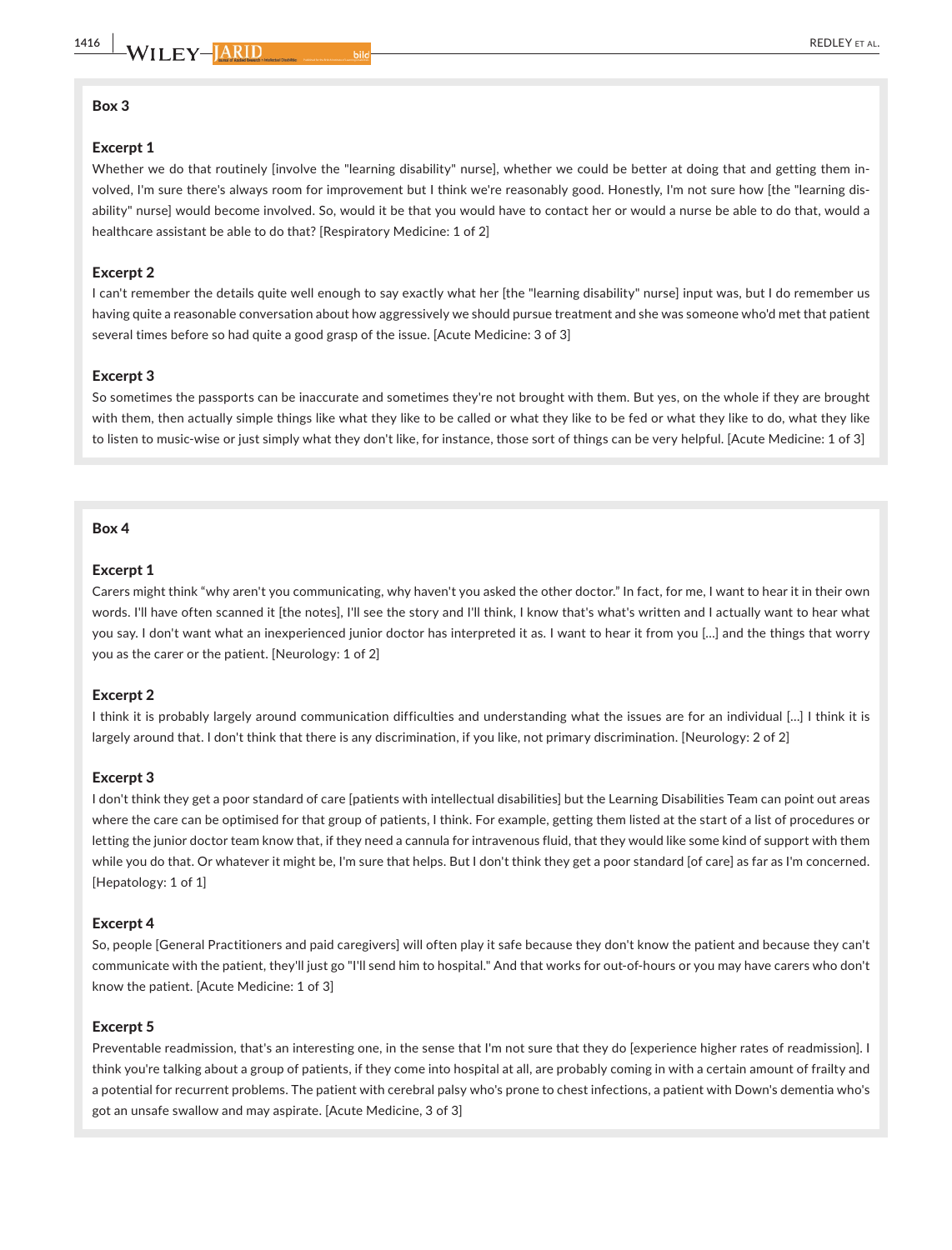**Box 3**

**Excerpt 1**

Whether we do that routinely [involve the "learning disability" nurse], whether we could be better at doing that and getting them involved, I'm sure there's always room for improvement but I think we're reasonably good. Honestly, I'm not sure how [the "learning disability" nurse] would become involved. So, would it be that you would have to contact her or would a nurse be able to do that, would a healthcare assistant be able to do that? [Respiratory Medicine: 1 of 2]

**Excerpt 2**

I can't remember the details quite well enough to say exactly what her [the "learning disability" nurse] input was, but I do remember us having quite a reasonable conversation about how aggressively we should pursue treatment and she was someone who'd met that patient several times before so had quite a good grasp of the issue. [Acute Medicine: 3 of 3]

**Excerpt 3**

So sometimes the passports can be inaccurate and sometimes they're not brought with them. But yes, on the whole if they are brought with them, then actually simple things like what they like to be called or what they like to be fed or what they like to do, what they like to listen to music-wise or just simply what they don't like, for instance, those sort of things can be very helpful. [Acute Medicine: 1 of 3]

**Box 4**

**Excerpt 1**

Carers might think "why aren't you communicating, why haven't you asked the other doctor." In fact, for me, I want to hear it in their own words. I'll have often scanned it [the notes], I'll see the story and I'll think, I know that's what's written and I actually want to hear what you say. I don't want what an inexperienced junior doctor has interpreted it as. I want to hear it from you [...] and the things that worry you as the carer or the patient. [Neurology: 1 of 2]

**Excerpt 2**

I think it is probably largely around communication difficulties and understanding what the issues are for an individual [...] I think it is largely around that. I don't think that there is any discrimination, if you like, not primary discrimination. [Neurology: 2 of 2]

**Excerpt 3**

I don't think they get a poor standard of care [patients with intellectual disabilities] but the Learning Disabilities Team can point out areas where the care can be optimised for that group of patients, I think. For example, getting them listed at the start of a list of procedures or letting the junior doctor team know that, if they need a cannula for intravenous fluid, that they would like some kind of support with them while you do that. Or whatever it might be, I'm sure that helps. But I don't think they get a poor standard [of care] as far as I'm concerned. [Hepatology: 1 of 1]

**Excerpt 4**

So, people [General Practitioners and paid caregivers] will often play it safe because they don't know the patient and because they can't communicate with the patient, they'll just go "I'll send him to hospital." And that works for out-of-hours or you may have carers who don't know the patient. [Acute Medicine: 1 of 3]

**Excerpt 5**

Preventable readmission, that's an interesting one, in the sense that I'm not sure that they do [experience higher rates of readmission]. I think you're talking about a group of patients, if they come into hospital at all, are probably coming in with a certain amount of frailty and a potential for recurrent problems. The patient with cerebral palsy who's prone to chest infections, a patient with Down's dementia who's got an unsafe swallow and may aspirate. [Acute Medicine, 3 of 3]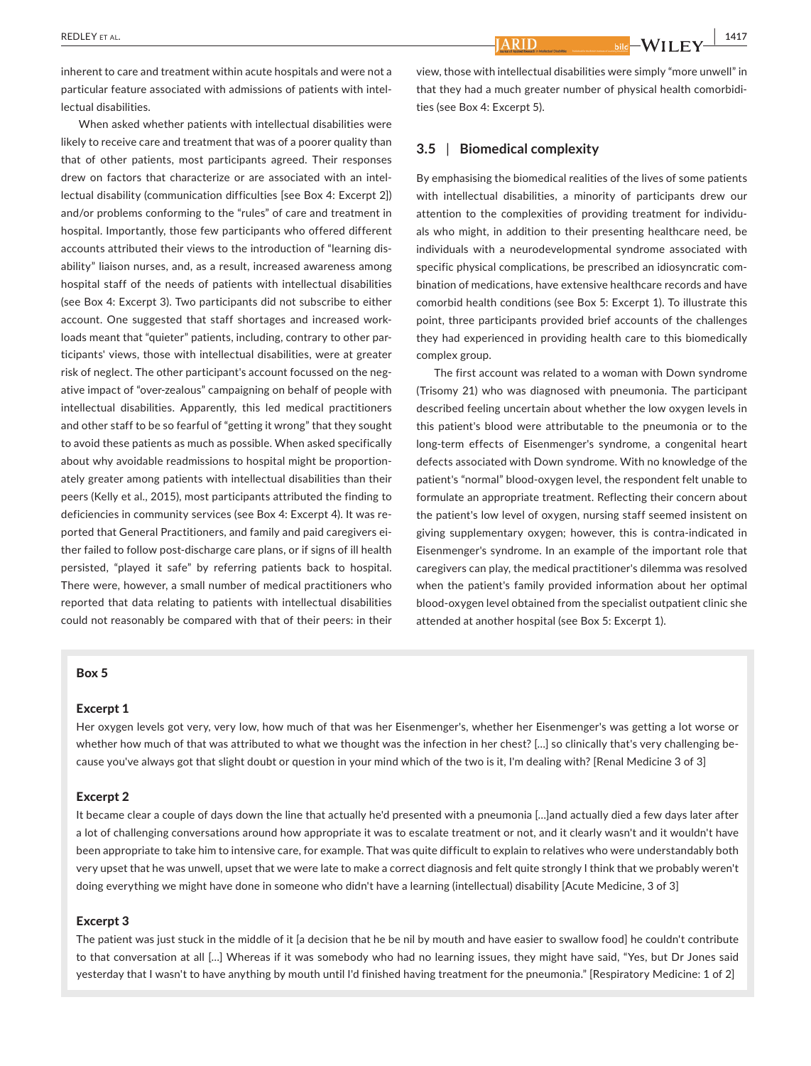inherent to care and treatment within acute hospitals and were not a particular feature associated with admissions of patients with intellectual disabilities.

When asked whether patients with intellectual disabilities were likely to receive care and treatment that was of a poorer quality than that of other patients, most participants agreed. Their responses drew on factors that characterize or are associated with an intellectual disability (communication difficulties [see Box 4: Excerpt 2]) and/or problems conforming to the "rules" of care and treatment in hospital. Importantly, those few participants who offered different accounts attributed their views to the introduction of "learning disability" liaison nurses, and, as a result, increased awareness among hospital staff of the needs of patients with intellectual disabilities (see Box 4: Excerpt 3). Two participants did not subscribe to either account. One suggested that staff shortages and increased workloads meant that "quieter" patients, including, contrary to other participants' views, those with intellectual disabilities, were at greater risk of neglect. The other participant's account focussed on the negative impact of "over-zealous" campaigning on behalf of people with intellectual disabilities. Apparently, this led medical practitioners and other staff to be so fearful of "getting it wrong" that they sought to avoid these patients as much as possible. When asked specifically about why avoidable readmissions to hospital might be proportionately greater among patients with intellectual disabilities than their peers (Kelly et al., 2015), most participants attributed the finding to deficiencies in community services (see Box 4: Excerpt 4). It was reported that General Practitioners, and family and paid caregivers either failed to follow post-discharge care plans, or if signs of ill health persisted, "played it safe" by referring patients back to hospital. There were, however, a small number of medical practitioners who reported that data relating to patients with intellectual disabilities could not reasonably be compared with that of their peers: in their view, those with intellectual disabilities were simply "more unwell" in that they had a much greater number of physical health comorbidities (see Box 4: Excerpt 5).

### 3.5 | Biomedical complexity

By emphasising the biomedical realities of the lives of some patients with intellectual disabilities, a minority of participants drew our attention to the complexities of providing treatment for individuals who might, in addition to their presenting healthcare need, be individuals with a neurodevelopmental syndrome associated with specific physical complications, be prescribed an idiosyncratic combination of medications, have extensive healthcare records and have comorbid health conditions (see Box 5: Excerpt 1). To illustrate this point, three participants provided brief accounts of the challenges they had experienced in providing health care to this biomedically complex group.

The first account was related to a woman with Down syndrome (Trisomy 21) who was diagnosed with pneumonia. The participant described feeling uncertain about whether the low oxygen levels in this patient's blood were attributable to the pneumonia or to the long-term effects of Eisenmenger's syndrome, a congenital heart defects associated with Down syndrome. With no knowledge of the patient's "normal" blood-oxygen level, the respondent felt unable to formulate an appropriate treatment. Reflecting their concern about the patient's low level of oxygen, nursing staff seemed insistent on giving supplementary oxygen; however, this is contra-indicated in Eisenmenger's syndrome. In an example of the important role that caregivers can play, the medical practitioner's dilemma was resolved when the patient's family provided information about her optimal blood-oxygen level obtained from the specialist outpatient clinic she attended at another hospital (see Box 5: Excerpt 1).

**Box 5**

**Excerpt 1**

Her oxygen levels got very, very low, how much of that was her Eisenmenger's, whether her Eisenmenger's was getting a lot worse or whether how much of that was attributed to what we thought was the infection in her chest? […] so clinically that's very challenging because you've always got that slight doubt or question in your mind which of the two is it, I'm dealing with? [Renal Medicine 3 of 3]

**Excerpt 2**

It became clear a couple of days down the line that actually he'd presented with a pneumonia […]and actually died a few days later after a lot of challenging conversations around how appropriate it was to escalate treatment or not, and it clearly wasn't and it wouldn't have been appropriate to take him to intensive care, for example. That was quite difficult to explain to relatives who were understandably both very upset that he was unwell, upset that we were late to make a correct diagnosis and felt quite strongly I think that we probably weren't doing everything we might have done in someone who didn't have a learning (intellectual) disability [Acute Medicine, 3 of 3]

**Excerpt 3**

The patient was just stuck in the middle of it [a decision that he be nil by mouth and have easier to swallow food] he couldn't contribute to that conversation at all […] Whereas if it was somebody who had no learning issues, they might have said, "Yes, but Dr Jones said yesterday that I wasn't to have anything by mouth until I'd finished having treatment for the pneumonia." [Respiratory Medicine: 1 of 2]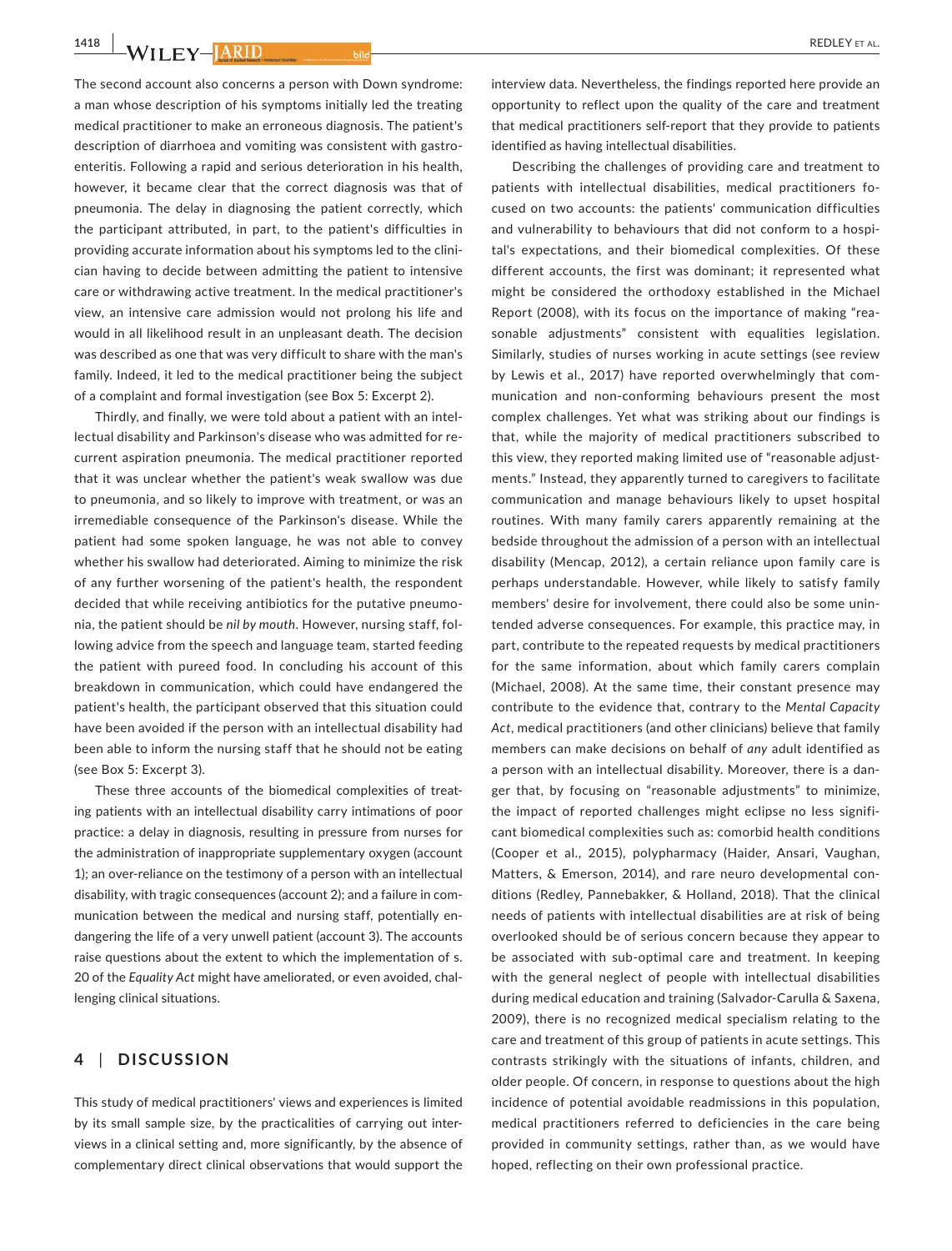The second account also concerns a person with Down syndrome: a man whose description of his symptoms initially led the treating medical practitioner to make an erroneous diagnosis. The patient's description of diarrhoea and vomiting was consistent with gastroenteritis. Following a rapid and serious deterioration in his health, however, it became clear that the correct diagnosis was that of pneumonia. The delay in diagnosing the patient correctly, which the participant attributed, in part, to the patient's difficulties in providing accurate information about his symptoms led to the clinician having to decide between admitting the patient to intensive care or withdrawing active treatment. In the medical practitioner's view, an intensive care admission would not prolong his life and would in all likelihood result in an unpleasant death. The decision was described as one that was very difficult to share with the man's family. Indeed, it led to the medical practitioner being the subject of a complaint and formal investigation (see Box 5: Excerpt 2).

Thirdly, and finally, we were told about a patient with an intellectual disability and Parkinson's disease who was admitted for recurrent aspiration pneumonia. The medical practitioner reported that it was unclear whether the patient's weak swallow was due to pneumonia, and so likely to improve with treatment, or was an irremediable consequence of the Parkinson's disease. While the patient had some spoken language, he was not able to convey whether his swallow had deteriorated. Aiming to minimize the risk of any further worsening of the patient's health, the respondent decided that while receiving antibiotics for the putative pneumonia, the patient should be *nil by mouth*. However, nursing staff, following advice from the speech and language team, started feeding the patient with pureed food. In concluding his account of this breakdown in communication, which could have endangered the patient's health, the participant observed that this situation could have been avoided if the person with an intellectual disability had been able to inform the nursing staff that he should not be eating (see Box 5: Excerpt 3).

These three accounts of the biomedical complexities of treating patients with an intellectual disability carry intimations of poor practice: a delay in diagnosis, resulting in pressure from nurses for the administration of inappropriate supplementary oxygen (account 1); an over-reliance on the testimony of a person with an intellectual disability, with tragic consequences (account 2); and a failure in communication between the medical and nursing staff, potentially endangering the life of a very unwell patient (account 3). The accounts raise questions about the extent to which the implementation of s. 20 of the *Equality Act* might have ameliorated, or even avoided, challenging clinical situations.

## 4 | DISCUSSION

This study of medical practitioners' views and experiences is limited by its small sample size, by the practicalities of carrying out interviews in a clinical setting and, more significantly, by the absence of complementary direct clinical observations that would support the interview data. Nevertheless, the findings reported here provide an opportunity to reflect upon the quality of the care and treatment that medical practitioners self-report that they provide to patients identified as having intellectual disabilities.

Describing the challenges of providing care and treatment to patients with intellectual disabilities, medical practitioners focused on two accounts: the patients' communication difficulties and vulnerability to behaviours that did not conform to a hospital's expectations, and their biomedical complexities. Of these different accounts, the first was dominant; it represented what might be considered the orthodoxy established in the Michael Report (2008), with its focus on the importance of making "reasonable adjustments" consistent with equalities legislation. Similarly, studies of nurses working in acute settings (see review by Lewis et al., 2017) have reported overwhelmingly that communication and non-conforming behaviours present the most complex challenges. Yet what was striking about our findings is that, while the majority of medical practitioners subscribed to this view, they reported making limited use of "reasonable adjustments." Instead, they apparently turned to caregivers to facilitate communication and manage behaviours likely to upset hospital routines. With many family carers apparently remaining at the bedside throughout the admission of a person with an intellectual disability (Mencap, 2012), a certain reliance upon family care is perhaps understandable. However, while likely to satisfy family members' desire for involvement, there could also be some unintended adverse consequences. For example, this practice may, in part, contribute to the repeated requests by medical practitioners for the same information, about which family carers complain (Michael, 2008). At the same time, their constant presence may contribute to the evidence that, contrary to the *Mental Capacity Act*, medical practitioners (and other clinicians) believe that family members can make decisions on behalf of *any* adult identified as a person with an intellectual disability. Moreover, there is a danger that, by focusing on "reasonable adjustments" to minimize, the impact of reported challenges might eclipse no less significant biomedical complexities such as: comorbid health conditions (Cooper et al., 2015), polypharmacy (Haider, Ansari, Vaughan, Matters, & Emerson, 2014), and rare neuro developmental conditions (Redley, Pannebakker, & Holland, 2018). That the clinical needs of patients with intellectual disabilities are at risk of being overlooked should be of serious concern because they appear to be associated with sub-optimal care and treatment. In keeping with the general neglect of people with intellectual disabilities during medical education and training (Salvador-Carulla & Saxena, 2009), there is no recognized medical specialism relating to the care and treatment of this group of patients in acute settings. This contrasts strikingly with the situations of infants, children, and older people. Of concern, in response to questions about the high incidence of potential avoidable readmissions in this population, medical practitioners referred to deficiencies in the care being provided in community settings, rather than, as we would have hoped, reflecting on their own professional practice.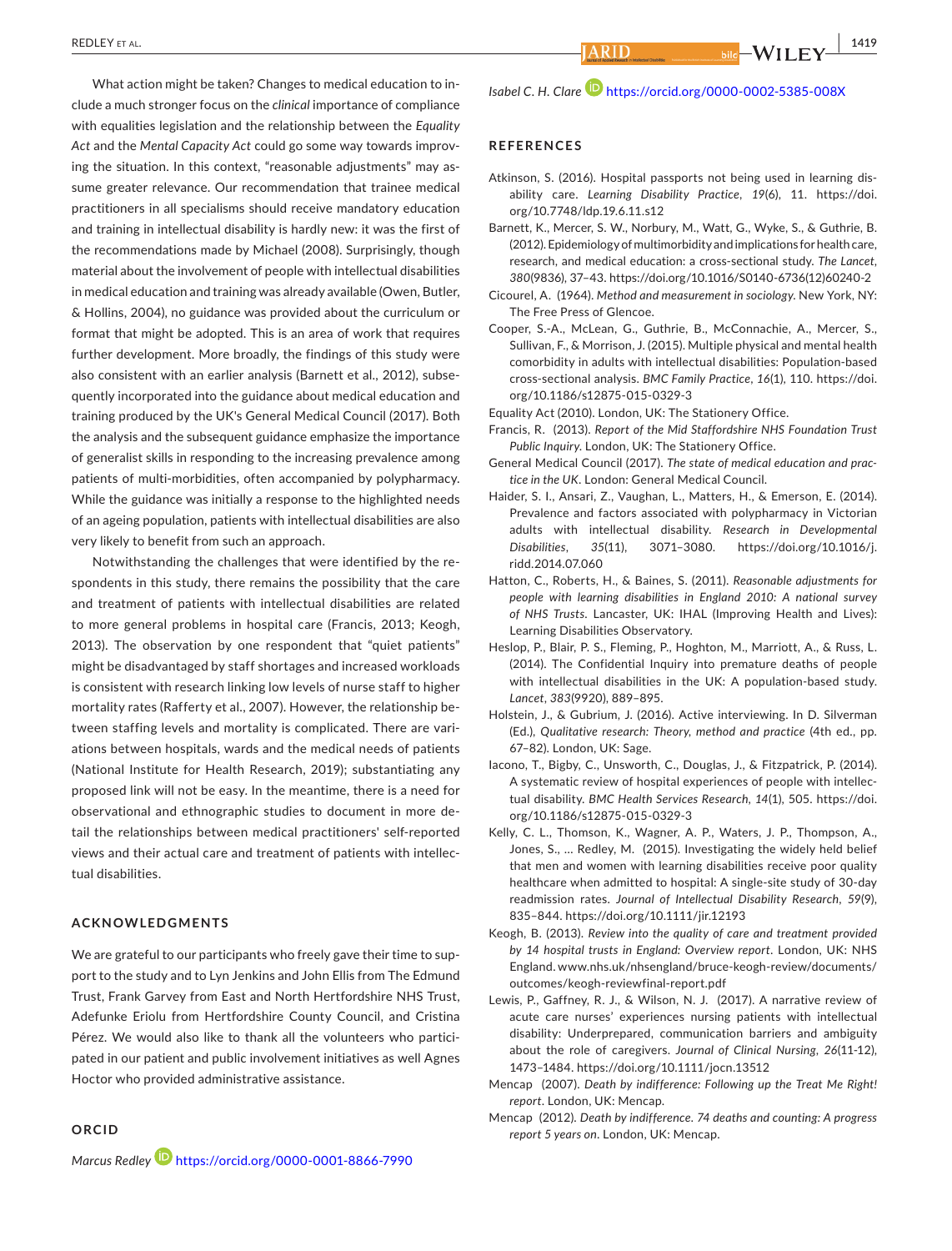What action might be taken? Changes to medical education to include a much stronger focus on the *clinical* importance of compliance with equalities legislation and the relationship between the *Equality Act* and the *Mental Capacity Act* could go some way towards improving the situation. In this context, "reasonable adjustments" may assume greater relevance. Our recommendation that trainee medical practitioners in all specialisms should receive mandatory education and training in intellectual disability is hardly new: it was the first of the recommendations made by Michael (2008). Surprisingly, though material about the involvement of people with intellectual disabilities in medical education and training was already available (Owen, Butler, & Hollins, 2004), no guidance was provided about the curriculum or format that might be adopted. This is an area of work that requires further development. More broadly, the findings of this study were also consistent with an earlier analysis (Barnett et al., 2012), subsequently incorporated into the guidance about medical education and training produced by the UK's General Medical Council (2017). Both the analysis and the subsequent guidance emphasize the importance of generalist skills in responding to the increasing prevalence among patients of multi-morbidities, often accompanied by polypharmacy. While the guidance was initially a response to the highlighted needs of an ageing population, patients with intellectual disabilities are also very likely to benefit from such an approach.

Notwithstanding the challenges that were identified by the respondents in this study, there remains the possibility that the care and treatment of patients with intellectual disabilities are related to more general problems in hospital care (Francis, 2013; Keogh, 2013). The observation by one respondent that "quiet patients" might be disadvantaged by staff shortages and increased workloads is consistent with research linking low levels of nurse staff to higher mortality rates (Rafferty et al., 2007). However, the relationship between staffing levels and mortality is complicated. There are variations between hospitals, wards and the medical needs of patients (National Institute for Health Research, 2019); substantiating any proposed link will not be easy. In the meantime, there is a need for observational and ethnographic studies to document in more detail the relationships between medical practitioners' self-reported views and their actual care and treatment of patients with intellectual disabilities.

## ACKNOWLEDGMENTS

We are grateful to our participants who freely gave their time to support to the study and to Lyn Jenkins and John Ellis from The Edmund Trust, Frank Garvey from East and North Hertfordshire NHS Trust, Adefunke Eriolu from Hertfordshire County Council, and Cristina Pérez. We would also like to thank all the volunteers who participated in our patient and public involvement initiatives as well Agnes Hoctor who provided administrative assistance.

## ORCID

*Marcus Redley* https://orcid.org/0000-0001-8866-7990

*Isabel C. H. Clare* https://orcid.org/0000-0002-5385-008X

## REFERENCES

Atkinson, S. (2016). Hospital passports not being used in learning disability care. *Learning Disability Practice*, *19*(6), 11. https://doi.org/10.7748/ldp.19.6.11.s12

Barnett, K., Mercer, S. W., Norbury, M., Watt, G., Wyke, S., & Guthrie, B. (2012). Epidemiology of multimorbidity and implications for health care, research, and medical education: a cross-sectional study. *The Lancet*, *380*(9836), 37–43. https://doi.org/10.1016/S0140-6736(12)60240-2

Cicourel, A. (1964). *Method and measurement in sociology*. New York, NY: The Free Press of Glencoe.

Cooper, S.-A., McLean, G., Guthrie, B., McConnachie, A., Mercer, S., Sullivan, F., & Morrison, J. (2015). Multiple physical and mental health comorbidity in adults with intellectual disabilities: Population-based cross-sectional analysis. *BMC Family Practice*, *16*(1), 110. https://doi.org/10.1186/s12875-015-0329-3

Equality Act (2010). London, UK: The Stationery Office.

Francis, R. (2013). *Report of the Mid Staffordshire NHS Foundation Trust Public Inquiry*. London, UK: The Stationery Office.

General Medical Council (2017). *The state of medical education and practice in the UK*. London: General Medical Council.

Haider, S. I., Ansari, Z., Vaughan, L., Matters, H., & Emerson, E. (2014). Prevalence and factors associated with polypharmacy in Victorian adults with intellectual disability. *Research in Developmental Disabilities*, *35*(11), 3071–3080. https://doi.org/10.1016/j.ridd.2014.07.060

Hatton, C., Roberts, H., & Baines, S. (2011). *Reasonable adjustments for people with learning disabilities in England 2010: A national survey of NHS Trusts*. Lancaster, UK: IHAL (Improving Health and Lives): Learning Disabilities Observatory.

Heslop, P., Blair, P. S., Fleming, P., Hoghton, M., Marriott, A., & Russ, L. (2014). The Confidential Inquiry into premature deaths of people with intellectual disabilities in the UK: A population-based study. *Lancet*, *383*(9920), 889–895.

Holstein, J., & Gubrium, J. (2016). Active interviewing. In D. Silverman (Ed.), *Qualitative research: Theory, method and practice* (4th ed., pp. 67–82). London, UK: Sage.

Iacono, T., Bigby, C., Unsworth, C., Douglas, J., & Fitzpatrick, P. (2014). A systematic review of hospital experiences of people with intellectual disability. *BMC Health Services Research*, *14*(1), 505. https://doi.org/10.1186/s12875-015-0329-3

Kelly, C. L., Thomson, K., Wagner, A. P., Waters, J. P., Thompson, A., Jones, S., … Redley, M. (2015). Investigating the widely held belief that men and women with learning disabilities receive poor quality healthcare when admitted to hospital: A single-site study of 30-day readmission rates. *Journal of Intellectual Disability Research*, *59*(9), 835–844. https://doi.org/10.1111/jir.12193

Keogh, B. (2013). *Review into the quality of care and treatment provided by 14 hospital trusts in England: Overview report*. London, UK: NHS England. www.nhs.uk/nhsengland/bruce-keogh-review/documents/outcomes/keogh-reviewfinal-report.pdf

Lewis, P., Gaffney, R. J., & Wilson, N. J. (2017). A narrative review of acute care nurses' experiences nursing patients with intellectual disability: Underprepared, communication barriers and ambiguity about the role of caregivers. *Journal of Clinical Nursing*, *26*(11-12), 1473–1484. https://doi.org/10.1111/jocn.13512

Mencap (2007). *Death by indifference: Following up the Treat Me Right! report*. London, UK: Mencap.

Mencap (2012). *Death by indifference. 74 deaths and counting: A progress report 5 years on*. London, UK: Mencap.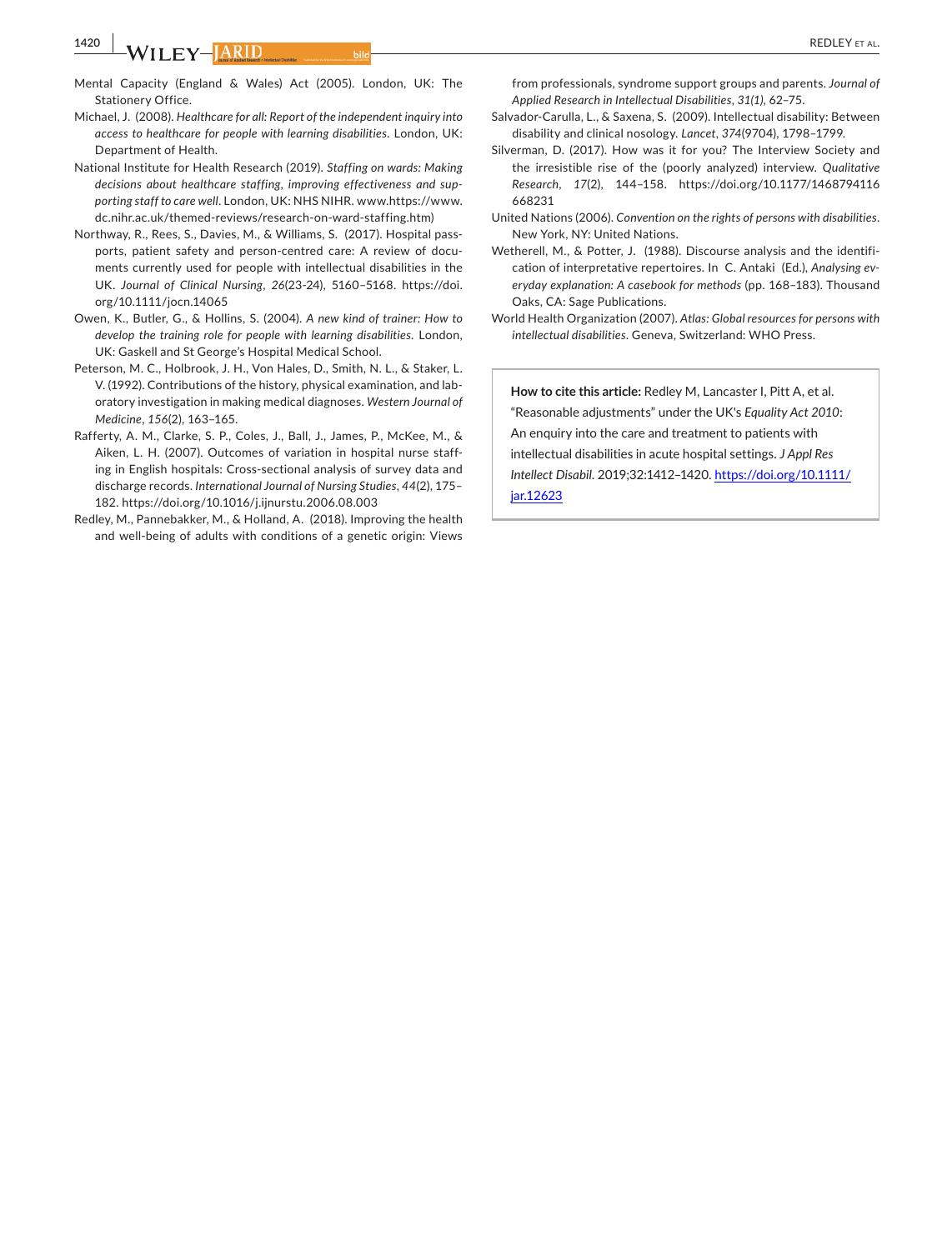Mental Capacity (England & Wales) Act (2005). London, UK: The Stationery Office.

Michael, J. (2008). *Healthcare for all: Report of the independent inquiry into access to healthcare for people with learning disabilities*. London, UK: Department of Health.

National Institute for Health Research (2019). *Staffing on wards: Making decisions about healthcare staffing, improving effectiveness and supporting staff to care well*. London, UK: NHS NIHR. www.https://www.dc.nihr.ac.uk/themed-reviews/research-on-ward-staffing.htm)

Northway, R., Rees, S., Davies, M., & Williams, S. (2017). Hospital passports, patient safety and person-centred care: A review of documents currently used for people with intellectual disabilities in the UK. *Journal of Clinical Nursing*, *26*(23-24), 5160–5168. https://doi.org/10.1111/jocn.14065

Owen, K., Butler, G., & Hollins, S. (2004). *A new kind of trainer: How to develop the training role for people with learning disabilities*. London, UK: Gaskell and St George's Hospital Medical School.

Peterson, M. C., Holbrook, J. H., Von Hales, D., Smith, N. L., & Staker, L. V. (1992). Contributions of the history, physical examination, and laboratory investigation in making medical diagnoses. *Western Journal of Medicine*, *156*(2), 163–165.

Rafferty, A. M., Clarke, S. P., Coles, J., Ball, J., James, P., McKee, M., & Aiken, L. H. (2007). Outcomes of variation in hospital nurse staffing in English hospitals: Cross-sectional analysis of survey data and discharge records. *International Journal of Nursing Studies*, *44*(2), 175–182. https://doi.org/10.1016/j.ijnurstu.2006.08.003

Redley, M., Pannebakker, M., & Holland, A. (2018). Improving the health and well-being of adults with conditions of a genetic origin: Views from professionals, syndrome support groups and parents. *Journal of Applied Research in Intellectual Disabilities*, *31(1)*, 62–75.

Salvador-Carulla, L., & Saxena, S. (2009). Intellectual disability: Between disability and clinical nosology. *Lancet*, *374*(9704), 1798–1799.

Silverman, D. (2017). How was it for you? The Interview Society and the irresistible rise of the (poorly analyzed) interview. *Qualitative Research*, *17*(2), 144–158. https://doi.org/10.1177/1468794116668231

United Nations (2006). *Convention on the rights of persons with disabilities*. New York, NY: United Nations.

Wetherell, M., & Potter, J. (1988). Discourse analysis and the identification of interpretative repertoires. In C. Antaki (Ed.), *Analysing everyday explanation: A casebook for methods* (pp. 168–183). Thousand Oaks, CA: Sage Publications.

World Health Organization (2007). *Atlas: Global resources for persons with intellectual disabilities*. Geneva, Switzerland: WHO Press.

**How to cite this article:** Redley M, Lancaster I, Pitt A, et al. "Reasonable adjustments" under the UK's *Equality Act 2010*: An enquiry into the care and treatment to patients with intellectual disabilities in acute hospital settings. *J Appl Res Intellect Disabil*. 2019;32:1412–1420. https://doi.org/10.1111/jar.12623